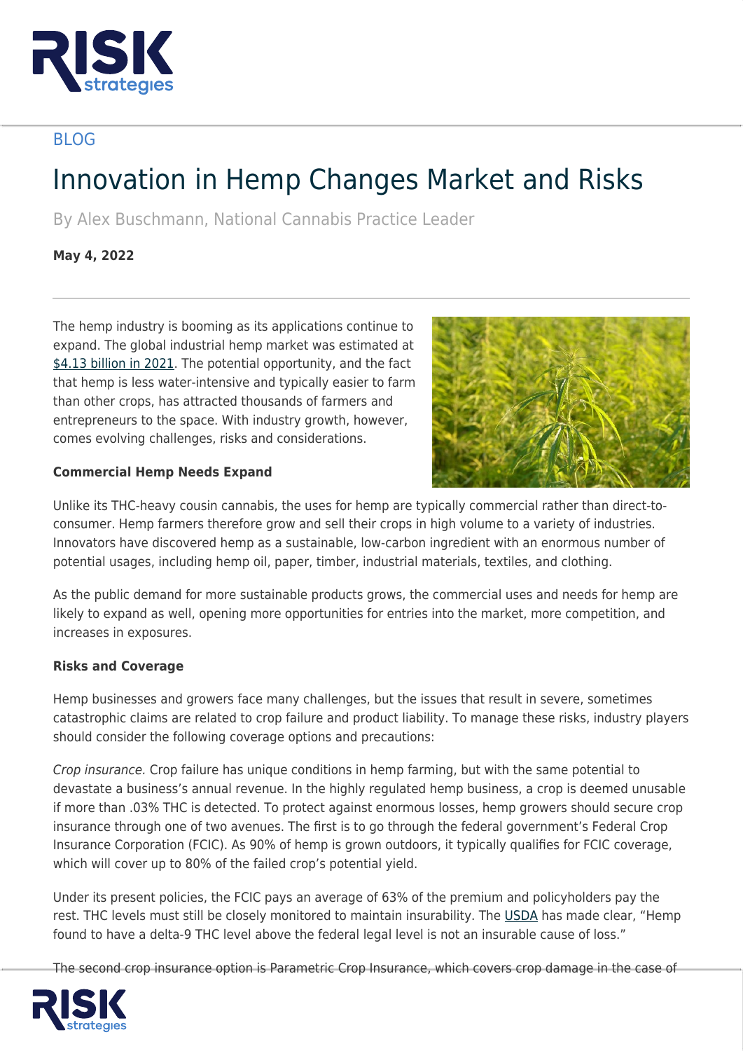BLOG

# Innovation in Hemp Changes Market and Risks

By Alex Buschmann, National Cannabis Practice Leader

**May 4, 2022**

The hemp industry is booming as its applications continue to expand. The global industrial hemp market was estimated at $4.13 billion in 2021. The potential opportunity, and the fact that hemp is less water-intensive and typically easier to farm than other crops, has attracted thousands of farmers and entrepreneurs to the space. With industry growth, however, comes evolving challenges, risks and considerations.

**Commercial Hemp Needs Expand**

Unlike its THC-heavy cousin cannabis, the uses for hemp are typically commercial rather than direct-to-consumer. Hemp farmers therefore grow and sell their crops in high volume to a variety of industries. Innovators have discovered hemp as a sustainable, low-carbon ingredient with an enormous number of potential usages, including hemp oil, paper, timber, industrial materials, textiles, and clothing.

As the public demand for more sustainable products grows, the commercial uses and needs for hemp are likely to expand as well, opening more opportunities for entries into the market, more competition, and increases in exposures.

**Risks and Coverage**

Hemp businesses and growers face many challenges, but the issues that result in severe, sometimes catastrophic claims are related to crop failure and product liability. To manage these risks, industry players should consider the following coverage options and precautions:

*Crop insurance.* Crop failure has unique conditions in hemp farming, but with the same potential to devastate a business's annual revenue. In the highly regulated hemp business, a crop is deemed unusable if more than .03% THC is detected. To protect against enormous losses, hemp growers should secure crop insurance through one of two avenues. The first is to go through the federal government's Federal Crop Insurance Corporation (FCIC). As 90% of hemp is grown outdoors, it typically qualifies for FCIC coverage, which will cover up to 80% of the failed crop's potential yield.

Under its present policies, the FCIC pays an average of 63% of the premium and policyholders pay the rest. THC levels must still be closely monitored to maintain insurability. The USDA has made clear, "Hemp found to have a delta-9 THC level above the federal legal level is not an insurable cause of loss."

The second crop insurance option is Parametric Crop Insurance, which covers crop damage in the case of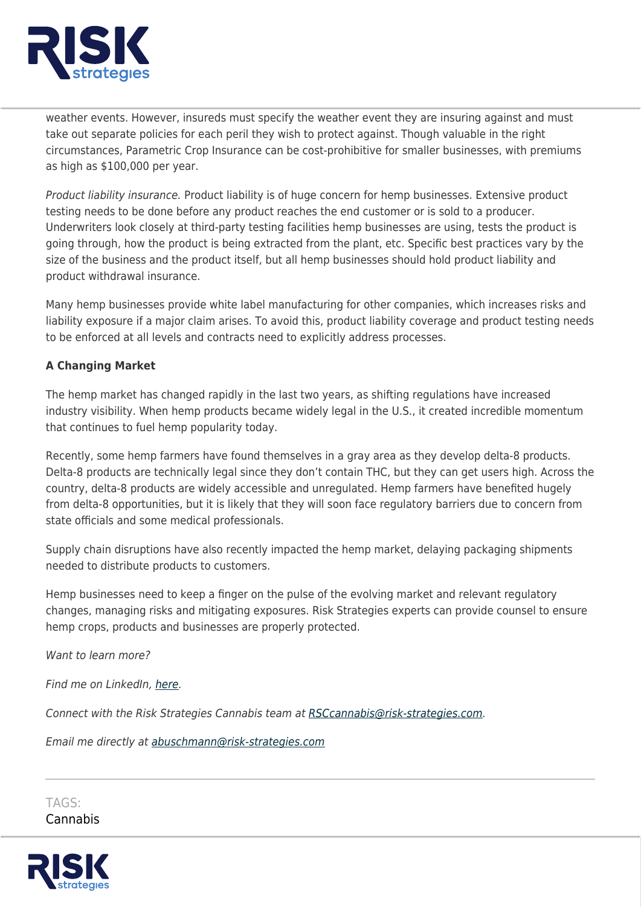weather events. However, insureds must specify the weather event they are insuring against and must take out separate policies for each peril they wish to protect against. Though valuable in the right circumstances, Parametric Crop Insurance can be cost-prohibitive for smaller businesses, with premiums as high as $100,000 per year.

*Product liability insurance.* Product liability is of huge concern for hemp businesses. Extensive product testing needs to be done before any product reaches the end customer or is sold to a producer. Underwriters look closely at third-party testing facilities hemp businesses are using, tests the product is going through, how the product is being extracted from the plant, etc. Specific best practices vary by the size of the business and the product itself, but all hemp businesses should hold product liability and product withdrawal insurance.

Many hemp businesses provide white label manufacturing for other companies, which increases risks and liability exposure if a major claim arises. To avoid this, product liability coverage and product testing needs to be enforced at all levels and contracts need to explicitly address processes.

**A Changing Market**

The hemp market has changed rapidly in the last two years, as shifting regulations have increased industry visibility. When hemp products became widely legal in the U.S., it created incredible momentum that continues to fuel hemp popularity today.

Recently, some hemp farmers have found themselves in a gray area as they develop delta-8 products. Delta-8 products are technically legal since they don't contain THC, but they can get users high. Across the country, delta-8 products are widely accessible and unregulated. Hemp farmers have benefited hugely from delta-8 opportunities, but it is likely that they will soon face regulatory barriers due to concern from state officials and some medical professionals.

Supply chain disruptions have also recently impacted the hemp market, delaying packaging shipments needed to distribute products to customers.

Hemp businesses need to keep a finger on the pulse of the evolving market and relevant regulatory changes, managing risks and mitigating exposures. Risk Strategies experts can provide counsel to ensure hemp crops, products and businesses are properly protected.

*Want to learn more?*

*Find me on LinkedIn, here.*

*Connect with the Risk Strategies Cannabis team at RSCcannabis@risk-strategies.com.*

*Email me directly at abuschmann@risk-strategies.com*

---

TAGS:
Cannabis